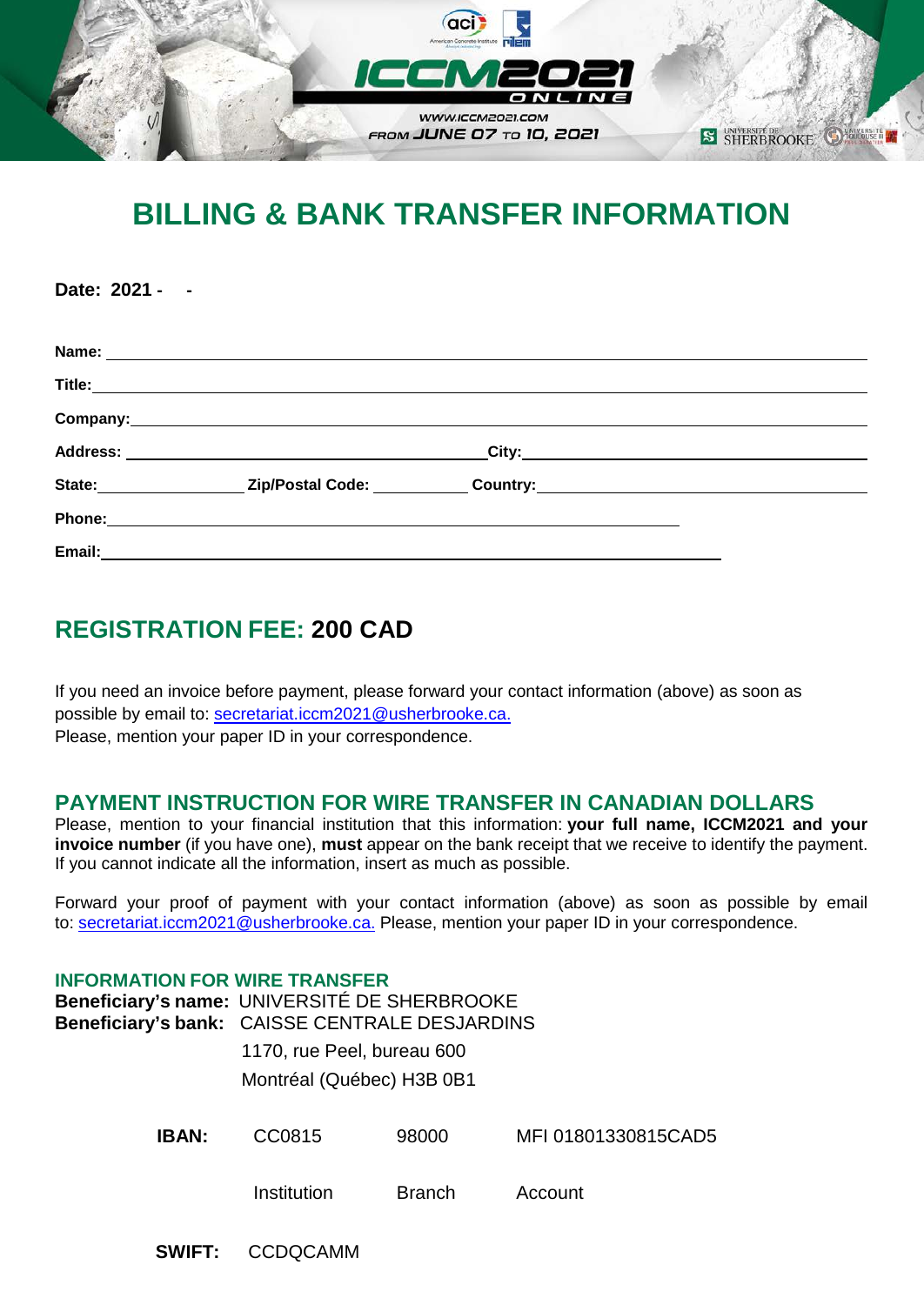# BILLING & BANK TRANSFER INFORMATION

**Date: 2021 - -**

**Name:** ____________________

**Title:** ____________________

**Company:** ____________________

**Address:** ____________________ **City:** ____________________

**State:** __________ **Zip/Postal Code:** __________ **Country:** ____________________

**Phone:** ____________________

**Email:** ____________________

## REGISTRATION FEE: 200 CAD

If you need an invoice before payment, please forward your contact information (above) as soon as possible by email to: secretariat.iccm2021@usherbrooke.ca.
Please, mention your paper ID in your correspondence.

### PAYMENT INSTRUCTION FOR WIRE TRANSFER IN CANADIAN DOLLARS

Please, mention to your financial institution that this information: **your full name, ICCM2021 and your invoice number** (if you have one), **must** appear on the bank receipt that we receive to identify the payment. If you cannot indicate all the information, insert as much as possible.

Forward your proof of payment with your contact information (above) as soon as possible by email to: secretariat.iccm2021@usherbrooke.ca. Please, mention your paper ID in your correspondence.

### INFORMATION FOR WIRE TRANSFER

**Beneficiary's name:** UNIVERSITÉ DE SHERBROOKE
**Beneficiary's bank:** CAISSE CENTRALE DESJARDINS
1170, rue Peel, bureau 600
Montréal (Québec) H3B 0B1

| | | | |
|---|---|---|---|
| **IBAN:** | CC0815 | 98000 | MFI 01801330815CAD5 |
| | Institution | Branch | Account |

**SWIFT:** CCDQCAMM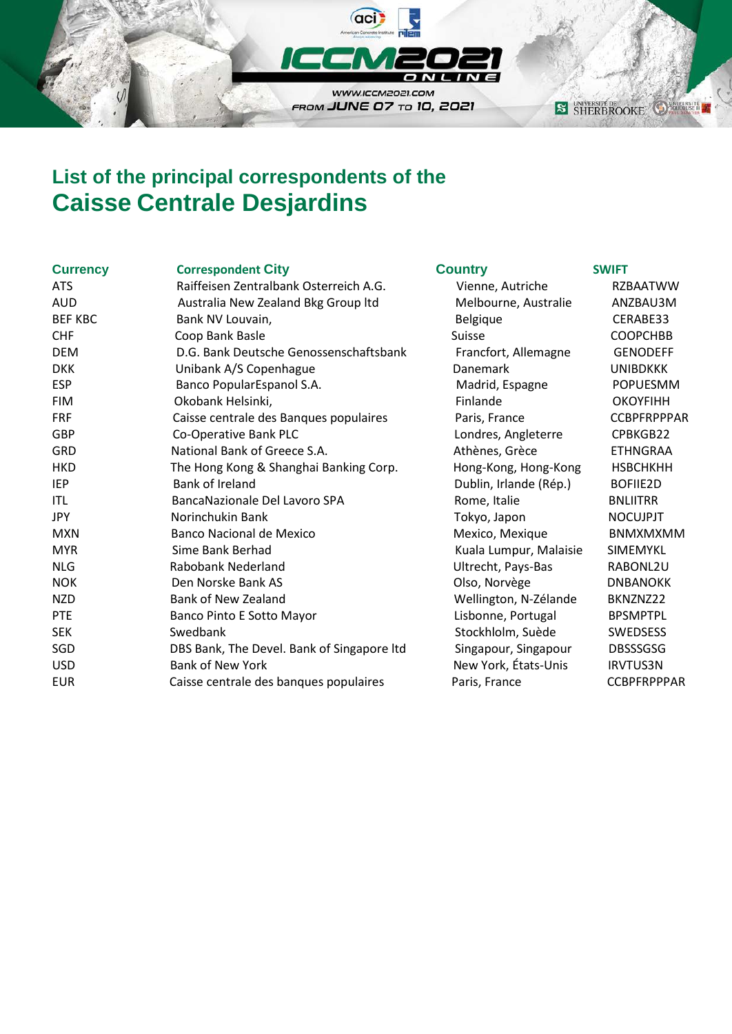## List of the principal correspondents of the
# Caisse Centrale Desjardins

| Currency | Correspondent City | Country | SWIFT |
|---|---|---|---|
| ATS | Raiffeisen Zentralbank Osterreich A.G. | Vienne, Autriche | RZBAATWW |
| AUD | Australia New Zealand Bkg Group ltd | Melbourne, Australie | ANZBAU3M |
| BEF KBC | Bank NV Louvain, | Belgique | CERABE33 |
| CHF | Coop Bank Basle | Suisse | COOPCHBB |
| DEM | D.G. Bank Deutsche Genossenschaftsbank | Francfort, Allemagne | GENODEFF |
| DKK | Unibank A/S Copenhague | Danemark | UNIBDKKK |
| ESP | Banco PopularEspanol S.A. | Madrid, Espagne | POPUESMM |
| FIM | Okobank Helsinki, | Finlande | OKOYFIHH |
| FRF | Caisse centrale des Banques populaires | Paris, France | CCBPFRPPPAR |
| GBP | Co-Operative Bank PLC | Londres, Angleterre | CPBKGB22 |
| GRD | National Bank of Greece S.A. | Athènes, Grèce | ETHNGRAA |
| HKD | The Hong Kong & Shanghai Banking Corp. | Hong-Kong, Hong-Kong | HSBCHKHH |
| IEP | Bank of Ireland | Dublin, Irlande (Rép.) | BOFIIE2D |
| ITL | BancaNazionale Del Lavoro SPA | Rome, Italie | BNLIITRR |
| JPY | Norinchukin Bank | Tokyo, Japon | NOCUJPJT |
| MXN | Banco Nacional de Mexico | Mexico, Mexique | BNMXMXMM |
| MYR | Sime Bank Berhad | Kuala Lumpur, Malaisie | SIMEMYKL |
| NLG | Rabobank Nederland | Ultrecht, Pays-Bas | RABONL2U |
| NOK | Den Norske Bank AS | Olso, Norvège | DNBANOKK |
| NZD | Bank of New Zealand | Wellington, N-Zélande | BKNZNZ22 |
| PTE | Banco Pinto E Sotto Mayor | Lisbonne, Portugal | BPSMPTPL |
| SEK | Swedbank | Stockhlolm, Suède | SWEDSESS |
| SGD | DBS Bank, The Devel. Bank of Singapore ltd | Singapour, Singapour | DBSSSGSG |
| USD | Bank of New York | New York, États-Unis | IRVTUS3N |
| EUR | Caisse centrale des banques populaires | Paris, France | CCBPFRPPPAR |